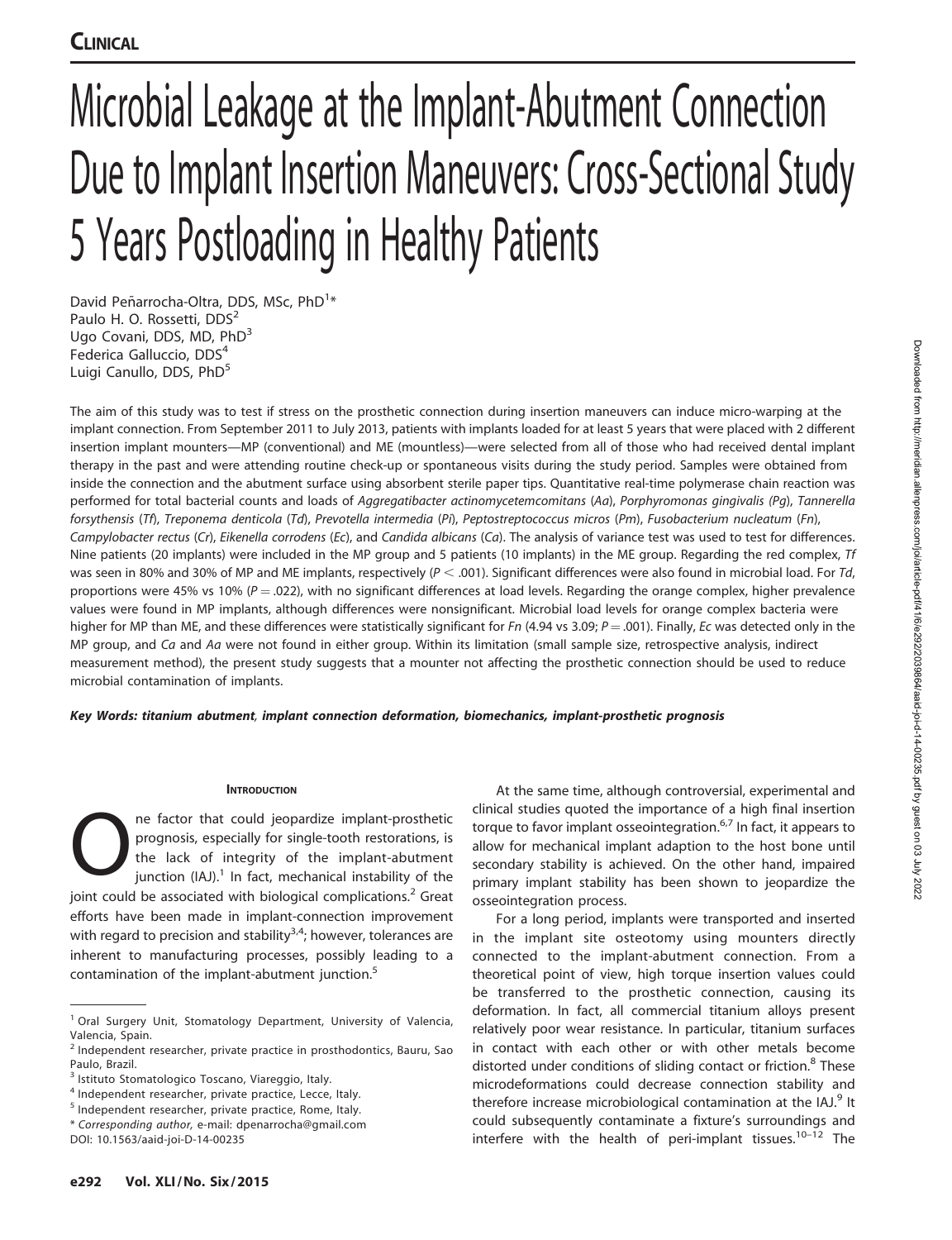# Microbial Leakage at the Implant-Abutment Connection Due to Implant Insertion Maneuvers: Cross-Sectional Study 5 Years Postloading in Healthy Patients

David Peñarrocha-Oltra, DDS, MSc, PhD[1]*
Paulo H. O. Rossetti, DDS[2]
Ugo Covani, DDS, MD, PhD[3]
Federica Galluccio, DDS[4]
Luigi Canullo, DDS, PhD[5]

The aim of this study was to test if stress on the prosthetic connection during insertion maneuvers can induce micro-warping at the implant connection. From September 2011 to July 2013, patients with implants loaded for at least 5 years that were placed with 2 different insertion implant mounters—MP (conventional) and ME (mountless)—were selected from all of those who had received dental implant therapy in the past and were attending routine check-up or spontaneous visits during the study period. Samples were obtained from inside the connection and the abutment surface using absorbent sterile paper tips. Quantitative real-time polymerase chain reaction was performed for total bacterial counts and loads of *Aggregatibacter actinomycetemcomitans* (*Aa*), *Porphyromonas gingivalis* (*Pg*), *Tannerella forsythensis* (*Tf*), *Treponema denticola* (*Td*), *Prevotella intermedia* (*Pi*), *Peptostreptococcus micros* (*Pm*), *Fusobacterium nucleatum* (*Fn*), *Campylobacter rectus* (*Cr*), *Eikenella corrodens* (*Ec*), and *Candida albicans* (*Ca*). The analysis of variance test was used to test for differences. Nine patients (20 implants) were included in the MP group and 5 patients (10 implants) in the ME group. Regarding the red complex, *Tf* was seen in 80% and 30% of MP and ME implants, respectively ($P < .001$). Significant differences were also found in microbial load. For *Td*, proportions were 45% vs 10% ($P = .022$), with no significant differences at load levels. Regarding the orange complex, higher prevalence values were found in MP implants, although differences were nonsignificant. Microbial load levels for orange complex bacteria were higher for MP than ME, and these differences were statistically significant for *Fn* (4.94 vs 3.09; $P = .001$). Finally, *Ec* was detected only in the MP group, and *Ca* and *Aa* were not found in either group. Within its limitation (small sample size, retrospective analysis, indirect measurement method), the present study suggests that a mounter not affecting the prosthetic connection should be used to reduce microbial contamination of implants.

***Key Words: titanium abutment, implant connection deformation, biomechanics, implant-prosthetic prognosis***

## Introduction

One factor that could jeopardize implant-prosthetic prognosis, especially for single-tooth restorations, is the lack of integrity of the implant-abutment junction (IAJ).[1] In fact, mechanical instability of the joint could be associated with biological complications.[2] Great efforts have been made in implant-connection improvement with regard to precision and stability[3,4]; however, tolerances are inherent to manufacturing processes, possibly leading to a contamination of the implant-abutment junction.[5]

At the same time, although controversial, experimental and clinical studies quoted the importance of a high final insertion torque to favor implant osseointegration.[6,7] In fact, it appears to allow for mechanical implant adaption to the host bone until secondary stability is achieved. On the other hand, impaired primary implant stability has been shown to jeopardize the osseointegration process.

For a long period, implants were transported and inserted in the implant site osteotomy using mounters directly connected to the implant-abutment connection. From a theoretical point of view, high torque insertion values could be transferred to the prosthetic connection, causing its deformation. In fact, all commercial titanium alloys present relatively poor wear resistance. In particular, titanium surfaces in contact with each other or with other metals become distorted under conditions of sliding contact or friction.[8] These microdeformations could decrease connection stability and therefore increase microbiological contamination at the IAJ.[9] It could subsequently contaminate a fixture's surroundings and interfere with the health of peri-implant tissues.[10–12] The

---

[1] Oral Surgery Unit, Stomatology Department, University of Valencia, Valencia, Spain.
[2] Independent researcher, private practice in prosthodontics, Bauru, Sao Paulo, Brazil.
[3] Istituto Stomatologico Toscano, Viareggio, Italy.
[4] Independent researcher, private practice, Lecce, Italy.
[5] Independent researcher, private practice, Rome, Italy.
* *Corresponding author,* e-mail: dpenarrocha@gmail.com
DOI: 10.1563/aaid-joi-D-14-00235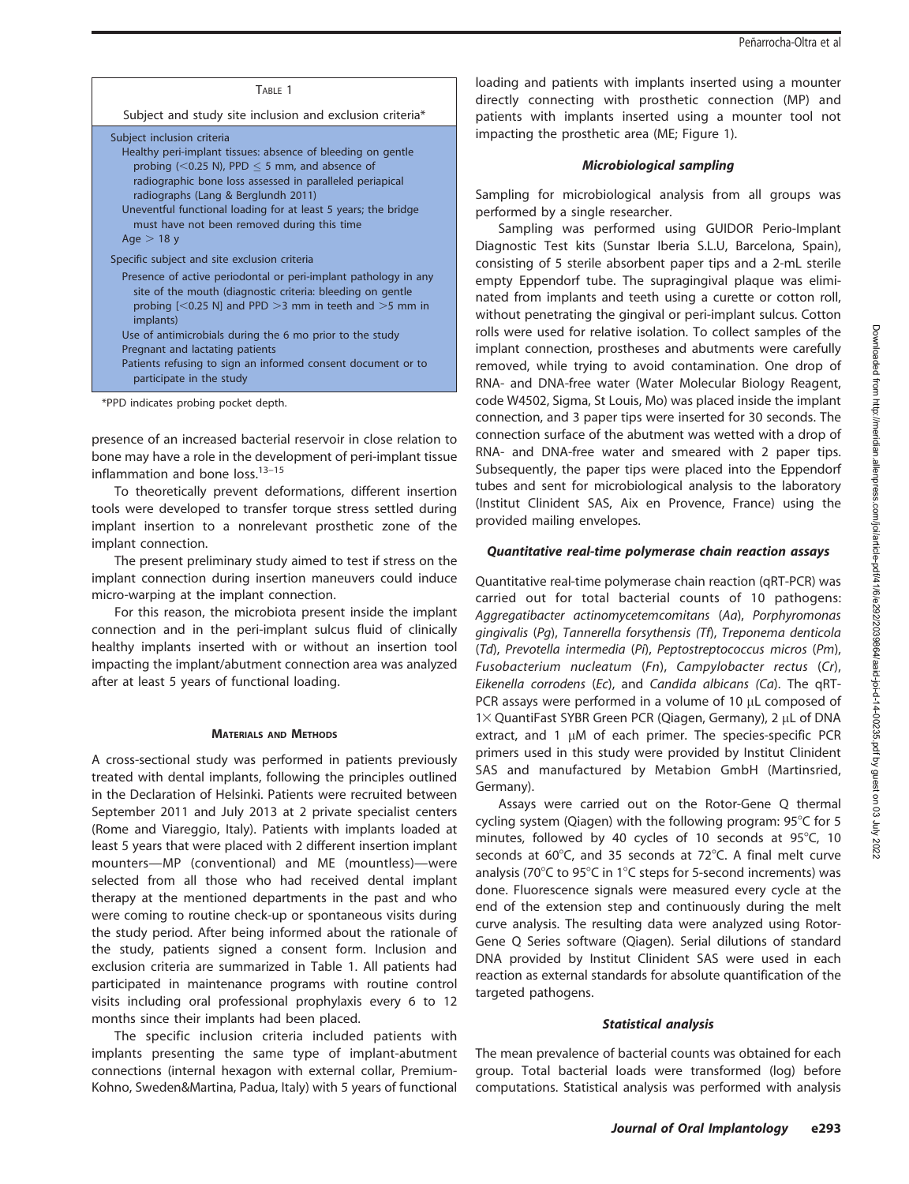**Table 1**

Subject and study site inclusion and exclusion criteria*

| |
|---|
| Subject inclusion criteria |
| Healthy peri-implant tissues: absence of bleeding on gentle probing (<0.25 N), PPD ≤ 5 mm, and absence of radiographic bone loss assessed in paralleled periapical radiographs (Lang & Berglundh 2011) |
| Uneventful functional loading for at least 5 years; the bridge must have not been removed during this time |
| Age > 18 y |
| Specific subject and site exclusion criteria |
| Presence of active periodontal or peri-implant pathology in any site of the mouth (diagnostic criteria: bleeding on gentle probing [<0.25 N] and PPD >3 mm in teeth and >5 mm in implants) |
| Use of antimicrobials during the 6 mo prior to the study |
| Pregnant and lactating patients |
| Patients refusing to sign an informed consent document or to participate in the study |

*PPD indicates probing pocket depth.

presence of an increased bacterial reservoir in close relation to bone may have a role in the development of peri-implant tissue inflammation and bone loss.[13–15]

To theoretically prevent deformations, different insertion tools were developed to transfer torque stress settled during implant insertion to a nonrelevant prosthetic zone of the implant connection.

The present preliminary study aimed to test if stress on the implant connection during insertion maneuvers could induce micro-warping at the implant connection.

For this reason, the microbiota present inside the implant connection and in the peri-implant sulcus fluid of clinically healthy implants inserted with or without an insertion tool impacting the implant/abutment connection area was analyzed after at least 5 years of functional loading.

## Materials and Methods

A cross-sectional study was performed in patients previously treated with dental implants, following the principles outlined in the Declaration of Helsinki. Patients were recruited between September 2011 and July 2013 at 2 private specialist centers (Rome and Viareggio, Italy). Patients with implants loaded at least 5 years that were placed with 2 different insertion implant mounters—MP (conventional) and ME (mountless)—were selected from all those who had received dental implant therapy at the mentioned departments in the past and who were coming to routine check-up or spontaneous visits during the study period. After being informed about the rationale of the study, patients signed a consent form. Inclusion and exclusion criteria are summarized in Table 1. All patients had participated in maintenance programs with routine control visits including oral professional prophylaxis every 6 to 12 months since their implants had been placed.

The specific inclusion criteria included patients with implants presenting the same type of implant-abutment connections (internal hexagon with external collar, Premium-Kohno, Sweden&Martina, Padua, Italy) with 5 years of functional loading and patients with implants inserted using a mounter directly connecting with prosthetic connection (MP) and patients with implants inserted using a mounter tool not impacting the prosthetic area (ME; Figure 1).

### Microbiological sampling

Sampling for microbiological analysis from all groups was performed by a single researcher.

Sampling was performed using GUIDOR Perio-Implant Diagnostic Test kits (Sunstar Iberia S.L.U, Barcelona, Spain), consisting of 5 sterile absorbent paper tips and a 2-mL sterile empty Eppendorf tube. The supragingival plaque was eliminated from implants and teeth using a curette or cotton roll, without penetrating the gingival or peri-implant sulcus. Cotton rolls were used for relative isolation. To collect samples of the implant connection, prostheses and abutments were carefully removed, while trying to avoid contamination. One drop of RNA- and DNA-free water (Water Molecular Biology Reagent, code W4502, Sigma, St Louis, Mo) was placed inside the implant connection, and 3 paper tips were inserted for 30 seconds. The connection surface of the abutment was wetted with a drop of RNA- and DNA-free water and smeared with 2 paper tips. Subsequently, the paper tips were placed into the Eppendorf tubes and sent for microbiological analysis to the laboratory (Institut Clinident SAS, Aix en Provence, France) using the provided mailing envelopes.

### Quantitative real-time polymerase chain reaction assays

Quantitative real-time polymerase chain reaction (qRT-PCR) was carried out for total bacterial counts of 10 pathogens: *Aggregatibacter actinomycetemcomitans* (*Aa*), *Porphyromonas gingivalis* (*Pg*), *Tannerella forsythensis* (*Tf*), *Treponema denticola* (*Td*), *Prevotella intermedia* (*Pi*), *Peptostreptococcus micros* (*Pm*), *Fusobacterium nucleatum* (*Fn*), *Campylobacter rectus* (*Cr*), *Eikenella corrodens* (*Ec*), and *Candida albicans (Ca)*. The qRT-PCR assays were performed in a volume of 10 μL composed of 1× QuantiFast SYBR Green PCR (Qiagen, Germany), 2 μL of DNA extract, and 1 μM of each primer. The species-specific PCR primers used in this study were provided by Institut Clinident SAS and manufactured by Metabion GmbH (Martinsried, Germany).

Assays were carried out on the Rotor-Gene Q thermal cycling system (Qiagen) with the following program: 95°C for 5 minutes, followed by 40 cycles of 10 seconds at 95°C, 10 seconds at 60°C, and 35 seconds at 72°C. A final melt curve analysis (70°C to 95°C in 1°C steps for 5-second increments) was done. Fluorescence signals were measured every cycle at the end of the extension step and continuously during the melt curve analysis. The resulting data were analyzed using Rotor-Gene Q Series software (Qiagen). Serial dilutions of standard DNA provided by Institut Clinident SAS were used in each reaction as external standards for absolute quantification of the targeted pathogens.

### Statistical analysis

The mean prevalence of bacterial counts was obtained for each group. Total bacterial loads were transformed (log) before computations. Statistical analysis was performed with analysis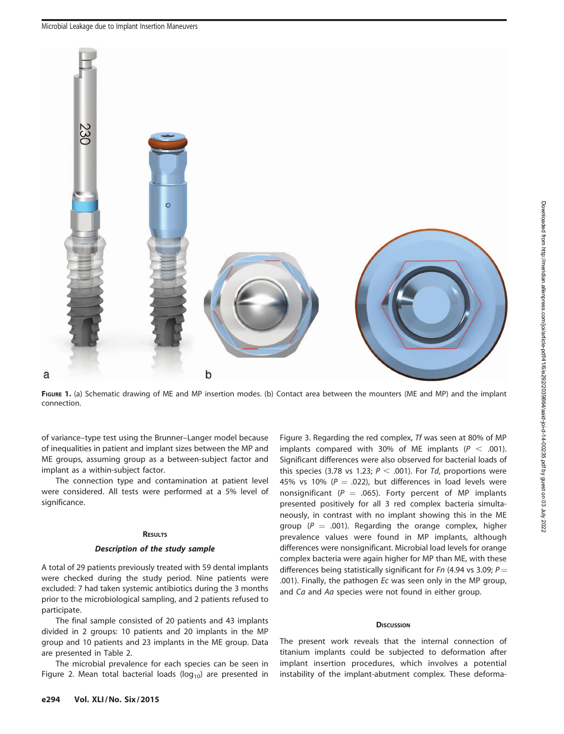FIGURE 1. (a) Schematic drawing of ME and MP insertion modes. (b) Contact area between the mounters (ME and MP) and the implant connection.

of variance–type test using the Brunner–Langer model because of inequalities in patient and implant sizes between the MP and ME groups, assuming group as a between-subject factor and implant as a within-subject factor.

The connection type and contamination at patient level were considered. All tests were performed at a 5% level of significance.

## RESULTS

### *Description of the study sample*

A total of 29 patients previously treated with 59 dental implants were checked during the study period. Nine patients were excluded: 7 had taken systemic antibiotics during the 3 months prior to the microbiological sampling, and 2 patients refused to participate.

The final sample consisted of 20 patients and 43 implants divided in 2 groups: 10 patients and 20 implants in the MP group and 10 patients and 23 implants in the ME group. Data are presented in Table 2.

The microbial prevalence for each species can be seen in Figure 2. Mean total bacterial loads ($\log_{10}$) are presented in Figure 3. Regarding the red complex, *Tf* was seen at 80% of MP implants compared with 30% of ME implants ($P < .001$). Significant differences were also observed for bacterial loads of this species (3.78 vs 1.23; $P < .001$). For *Td*, proportions were 45% vs 10% ($P = .022$), but differences in load levels were nonsignificant ($P = .065$). Forty percent of MP implants presented positively for all 3 red complex bacteria simultaneously, in contrast with no implant showing this in the ME group ($P = .001$). Regarding the orange complex, higher prevalence values were found in MP implants, although differences were nonsignificant. Microbial load levels for orange complex bacteria were again higher for MP than ME, with these differences being statistically significant for *Fn* (4.94 vs 3.09; $P = .001$). Finally, the pathogen *Ec* was seen only in the MP group, and *Ca* and *Aa* species were not found in either group.

## DISCUSSION

The present work reveals that the internal connection of titanium implants could be subjected to deformation after implant insertion procedures, which involves a potential instability of the implant-abutment complex. These deforma-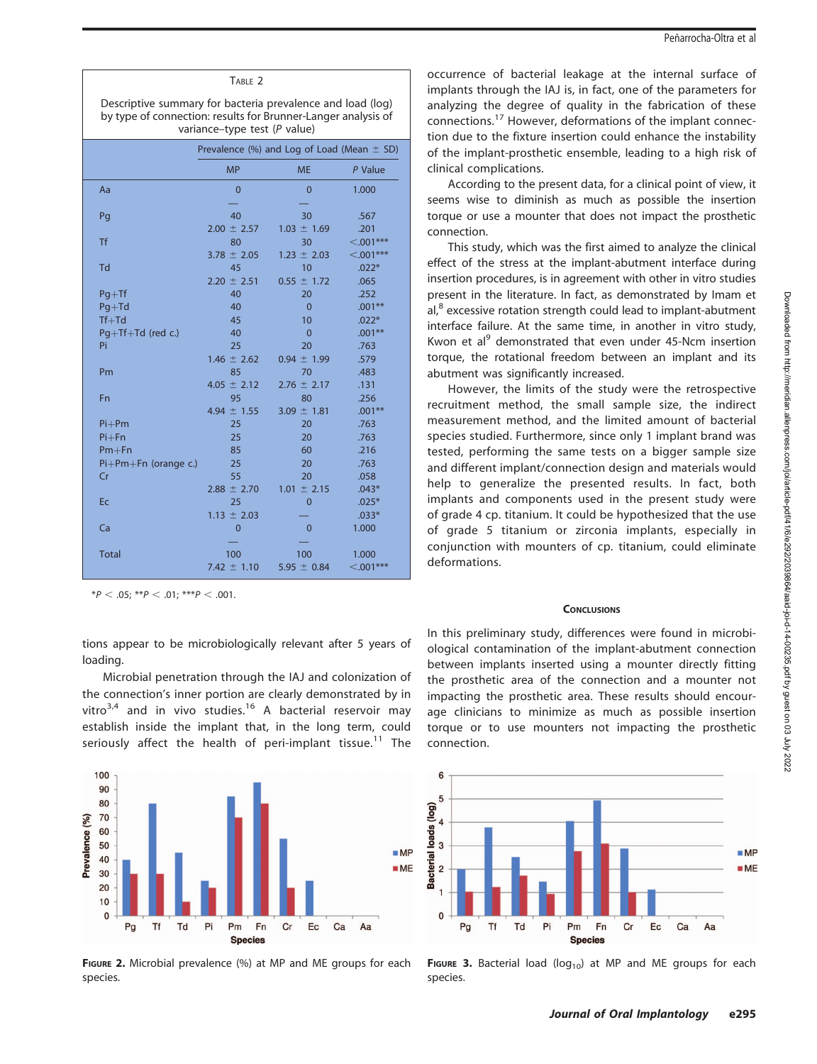Table 2

Descriptive summary for bacteria prevalence and load (log) by type of connection: results for Brunner-Langer analysis of variance–type test (*P* value)

| | Prevalence (%) and Log of Load (Mean ± SD) | | |
|---|---|---|---|
| | MP | ME | *P* Value |
| Aa | 0 | 0 | 1.000 |
| | — | — | |
| Pg | 40 | 30 | .567 |
| | 2.00 ± 2.57 | 1.03 ± 1.69 | .201 |
| Tf | 80 | 30 | <.001*** |
| | 3.78 ± 2.05 | 1.23 ± 2.03 | <.001*** |
| Td | 45 | 10 | .022* |
| | 2.20 ± 2.51 | 0.55 ± 1.72 | .065 |
| Pg+Tf | 40 | 20 | .252 |
| Pg+Td | 40 | 0 | .001** |
| Tf+Td | 45 | 10 | .022* |
| Pg+Tf+Td (red c.) | 40 | 0 | .001** |
| Pi | 25 | 20 | .763 |
| | 1.46 ± 2.62 | 0.94 ± 1.99 | .579 |
| Pm | 85 | 70 | .483 |
| | 4.05 ± 2.12 | 2.76 ± 2.17 | .131 |
| Fn | 95 | 80 | .256 |
| | 4.94 ± 1.55 | 3.09 ± 1.81 | .001** |
| Pi+Pm | 25 | 20 | .763 |
| Pi+Fn | 25 | 20 | .763 |
| Pm+Fn | 85 | 60 | .216 |
| Pi+Pm+Fn (orange c.) | 25 | 20 | .763 |
| Cr | 55 | 20 | .058 |
| | 2.88 ± 2.70 | 1.01 ± 2.15 | .043* |
| Ec | 25 | 0 | .025* |
| | 1.13 ± 2.03 | — | .033* |
| Ca | 0 | 0 | 1.000 |
| | — | — | |
| Total | 100 | 100 | 1.000 |
| | 7.42 ± 1.10 | 5.95 ± 0.84 | <.001*** |

\*$P < .05$; \*\*$P < .01$; \*\*\*$P < .001$.

tions appear to be microbiologically relevant after 5 years of loading.

Microbial penetration through the IAJ and colonization of the connection's inner portion are clearly demonstrated by in vitro[3,4] and in vivo studies.[16] A bacterial reservoir may establish inside the implant that, in the long term, could seriously affect the health of peri-implant tissue.[11] The occurrence of bacterial leakage at the internal surface of implants through the IAJ is, in fact, one of the parameters for analyzing the degree of quality in the fabrication of these connections.[17] However, deformations of the implant connection due to the fixture insertion could enhance the instability of the implant-prosthetic ensemble, leading to a high risk of clinical complications.

According to the present data, for a clinical point of view, it seems wise to diminish as much as possible the insertion torque or use a mounter that does not impact the prosthetic connection.

This study, which was the first aimed to analyze the clinical effect of the stress at the implant-abutment interface during insertion procedures, is in agreement with other in vitro studies present in the literature. In fact, as demonstrated by Imam et al,[8] excessive rotation strength could lead to implant-abutment interface failure. At the same time, in another in vitro study, Kwon et al[9] demonstrated that even under 45-Ncm insertion torque, the rotational freedom between an implant and its abutment was significantly increased.

However, the limits of the study were the retrospective recruitment method, the small sample size, the indirect measurement method, and the limited amount of bacterial species studied. Furthermore, since only 1 implant brand was tested, performing the same tests on a bigger sample size and different implant/connection design and materials would help to generalize the presented results. In fact, both implants and components used in the present study were of grade 4 cp. titanium. It could be hypothesized that the use of grade 5 titanium or zirconia implants, especially in conjunction with mounters of cp. titanium, could eliminate deformations.

## Conclusions

In this preliminary study, differences were found in microbiological contamination of the implant-abutment connection between implants inserted using a mounter directly fitting the prosthetic area of the connection and a mounter not impacting the prosthetic area. These results should encourage clinicians to minimize as much as possible insertion torque or to use mounters not impacting the prosthetic connection.

Prevalence (%)
100
90
80
70
60
50
40
30
20
10
0
Pg Tf Td Pi Pm Fn Cr Ec Ca Aa
Species
MP
ME

Figure 2. Microbial prevalence (%) at MP and ME groups for each species.

Bacterial loads (log)
6
5
4
3
2
1
0
Pg Tf Td Pi Pm Fn Cr Ec Ca Aa
Species
MP
ME

Figure 3. Bacterial load ($\log_{10}$) at MP and ME groups for each species.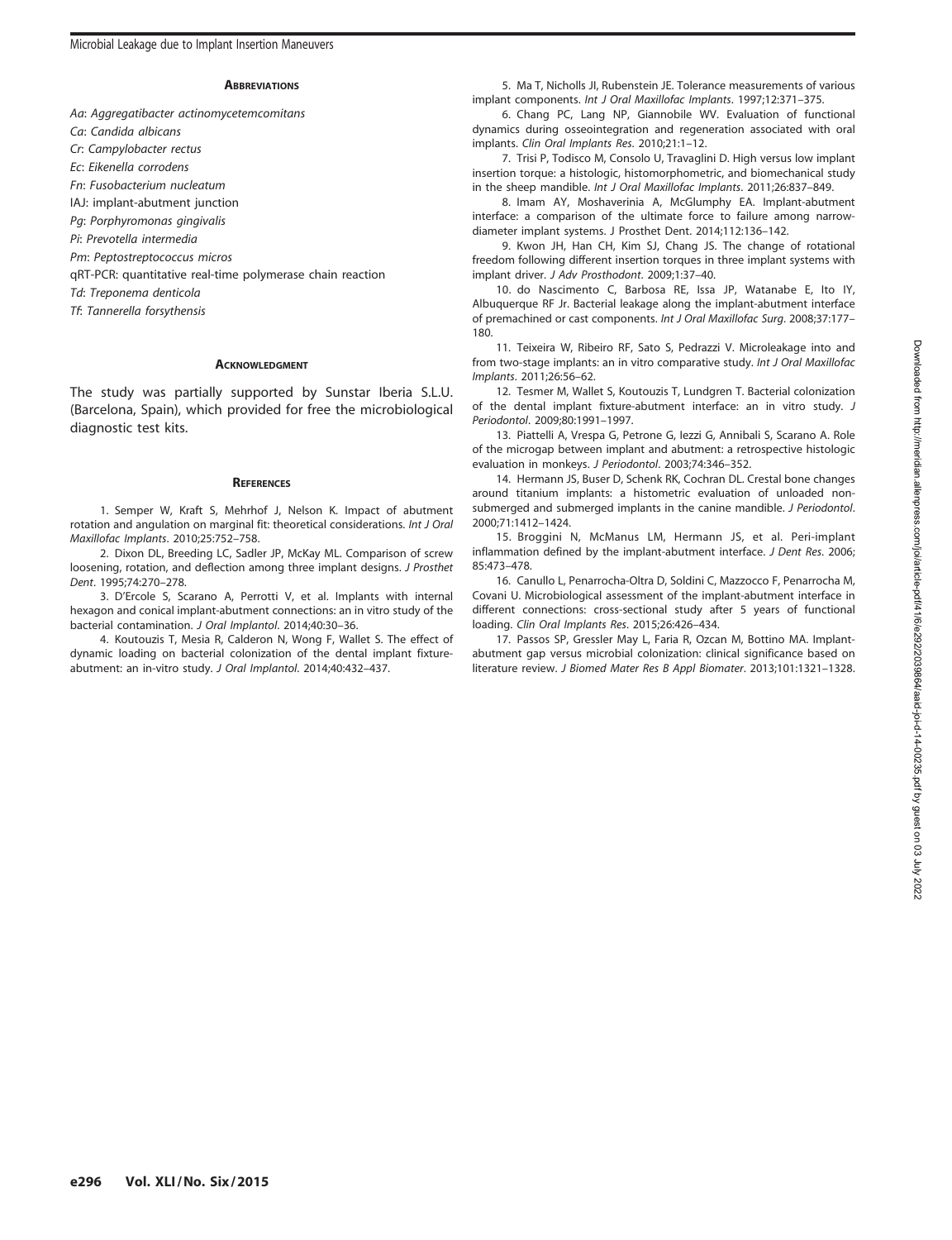## Abbreviations

*Aa*: *Aggregatibacter actinomycetemcomitans*
*Ca*: *Candida albicans*
*Cr*: *Campylobacter rectus*
*Ec*: *Eikenella corrodens*
*Fn*: *Fusobacterium nucleatum*
IAJ: implant-abutment junction
*Pg*: *Porphyromonas gingivalis*
*Pi*: *Prevotella intermedia*
*Pm*: *Peptostreptococcus micros*
qRT-PCR: quantitative real-time polymerase chain reaction
*Td*: *Treponema denticola*
*Tf*: *Tannerella forsythensis*

## Acknowledgment

The study was partially supported by Sunstar Iberia S.L.U. (Barcelona, Spain), which provided for free the microbiological diagnostic test kits.

## References

1. Semper W, Kraft S, Mehrhof J, Nelson K. Impact of abutment rotation and angulation on marginal fit: theoretical considerations. *Int J Oral Maxillofac Implants*. 2010;25:752–758.

2. Dixon DL, Breeding LC, Sadler JP, McKay ML. Comparison of screw loosening, rotation, and deflection among three implant designs. *J Prosthet Dent*. 1995;74:270–278.

3. D'Ercole S, Scarano A, Perrotti V, et al. Implants with internal hexagon and conical implant-abutment connections: an in vitro study of the bacterial contamination. *J Oral Implantol*. 2014;40:30–36.

4. Koutouzis T, Mesia R, Calderon N, Wong F, Wallet S. The effect of dynamic loading on bacterial colonization of the dental implant fixture-abutment: an in-vitro study. *J Oral Implantol*. 2014;40:432–437.

5. Ma T, Nicholls JI, Rubenstein JE. Tolerance measurements of various implant components. *Int J Oral Maxillofac Implants*. 1997;12:371–375.

6. Chang PC, Lang NP, Giannobile WV. Evaluation of functional dynamics during osseointegration and regeneration associated with oral implants. *Clin Oral Implants Res*. 2010;21:1–12.

7. Trisi P, Todisco M, Consolo U, Travaglini D. High versus low implant insertion torque: a histologic, histomorphometric, and biomechanical study in the sheep mandible. *Int J Oral Maxillofac Implants*. 2011;26:837–849.

8. Imam AY, Moshaverinia A, McGlumphy EA. Implant-abutment interface: a comparison of the ultimate force to failure among narrow-diameter implant systems. J Prosthet Dent. 2014;112:136–142.

9. Kwon JH, Han CH, Kim SJ, Chang JS. The change of rotational freedom following different insertion torques in three implant systems with implant driver. *J Adv Prosthodont*. 2009;1:37–40.

10. do Nascimento C, Barbosa RE, Issa JP, Watanabe E, Ito IY, Albuquerque RF Jr. Bacterial leakage along the implant-abutment interface of premachined or cast components. *Int J Oral Maxillofac Surg*. 2008;37:177–180.

11. Teixeira W, Ribeiro RF, Sato S, Pedrazzi V. Microleakage into and from two-stage implants: an in vitro comparative study. *Int J Oral Maxillofac Implants*. 2011;26:56–62.

12. Tesmer M, Wallet S, Koutouzis T, Lundgren T. Bacterial colonization of the dental implant fixture-abutment interface: an in vitro study. *J Periodontol*. 2009;80:1991–1997.

13. Piattelli A, Vrespa G, Petrone G, Iezzi G, Annibali S, Scarano A. Role of the microgap between implant and abutment: a retrospective histologic evaluation in monkeys. *J Periodontol*. 2003;74:346–352.

14. Hermann JS, Buser D, Schenk RK, Cochran DL. Crestal bone changes around titanium implants: a histometric evaluation of unloaded non-submerged and submerged implants in the canine mandible. *J Periodontol*. 2000;71:1412–1424.

15. Broggini N, McManus LM, Hermann JS, et al. Peri-implant inflammation defined by the implant-abutment interface. *J Dent Res*. 2006; 85:473–478.

16. Canullo L, Penarrocha-Oltra D, Soldini C, Mazzocco F, Penarrocha M, Covani U. Microbiological assessment of the implant-abutment interface in different connections: cross-sectional study after 5 years of functional loading. *Clin Oral Implants Res*. 2015;26:426–434.

17. Passos SP, Gressler May L, Faria R, Ozcan M, Bottino MA. Implant-abutment gap versus microbial colonization: clinical significance based on literature review. *J Biomed Mater Res B Appl Biomater*. 2013;101:1321–1328.